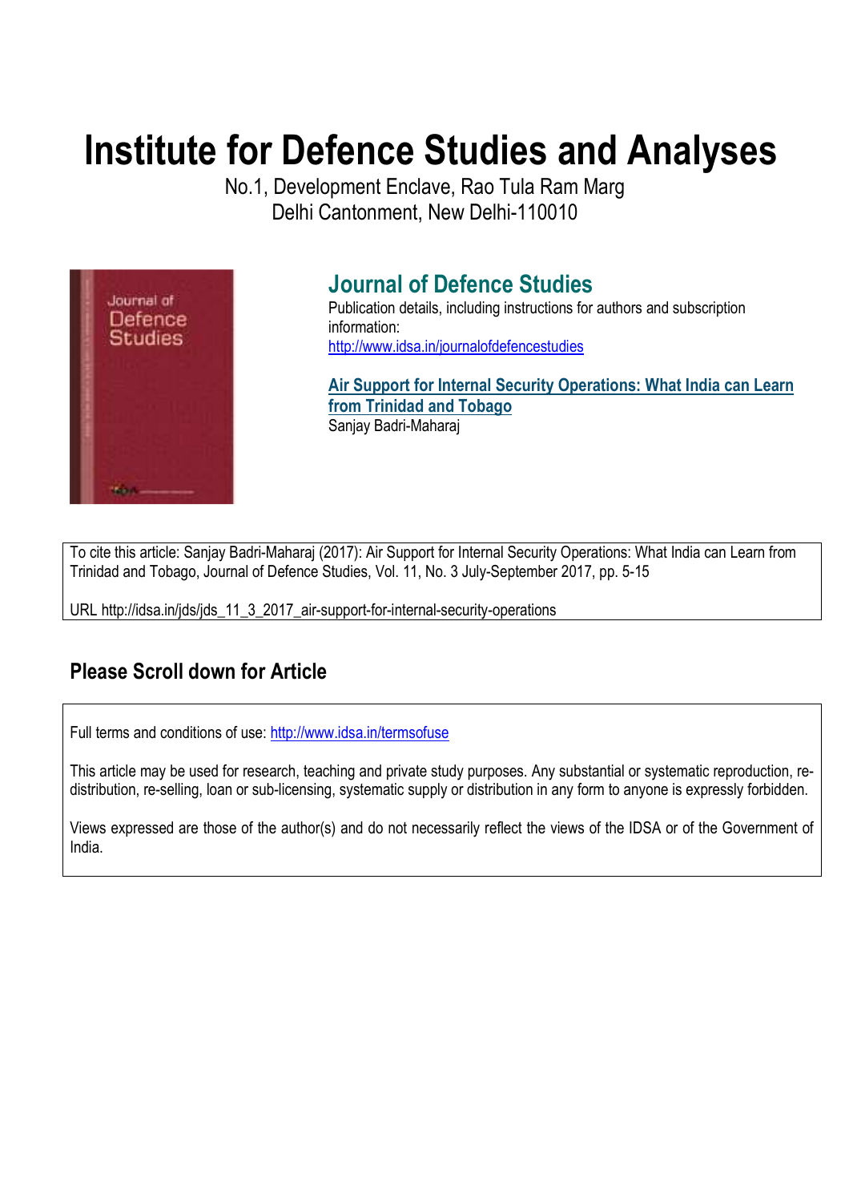# Institute for Defence Studies and Analyses

No.1, Development Enclave, Rao Tula Ram Marg
Delhi Cantonment, New Delhi-110010

## Journal of Defence Studies

Publication details, including instructions for authors and subscription information:
http://www.idsa.in/journalofdefencestudies

**Air Support for Internal Security Operations: What India can Learn from Trinidad and Tobago**
Sanjay Badri-Maharaj

To cite this article: Sanjay Badri-Maharaj (2017): Air Support for Internal Security Operations: What India can Learn from Trinidad and Tobago, Journal of Defence Studies, Vol. 11, No. 3 July-September 2017, pp. 5-15

URL http://idsa.in/jds/jds_11_3_2017_air-support-for-internal-security-operations

## Please Scroll down for Article

Full terms and conditions of use: http://www.idsa.in/termsofuse

This article may be used for research, teaching and private study purposes. Any substantial or systematic reproduction, re-distribution, re-selling, loan or sub-licensing, systematic supply or distribution in any form to anyone is expressly forbidden.

Views expressed are those of the author(s) and do not necessarily reflect the views of the IDSA or of the Government of India.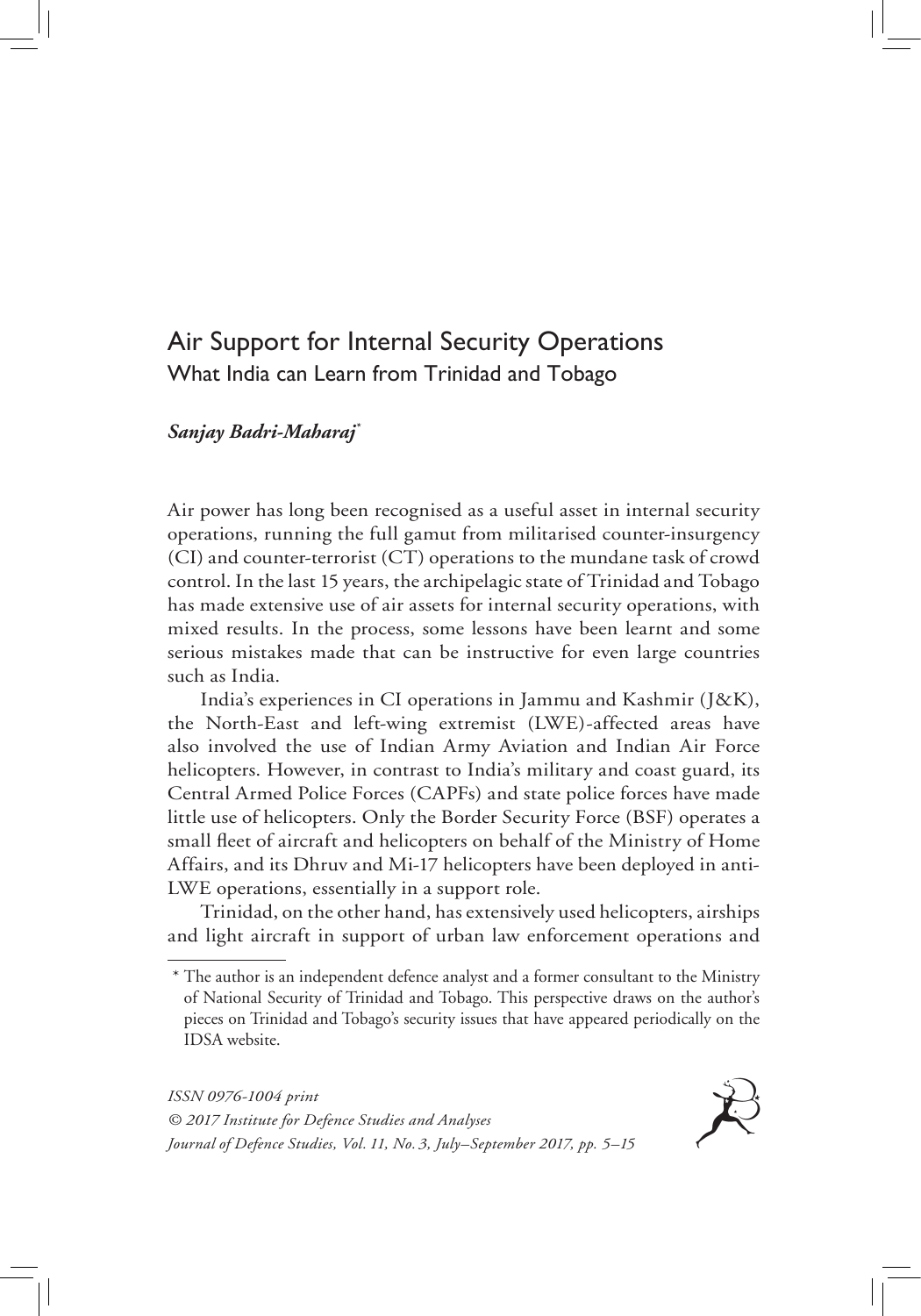# Air Support for Internal Security Operations

## What India can Learn from Trinidad and Tobago

***Sanjay Badri-Maharaj*[*]**

Air power has long been recognised as a useful asset in internal security operations, running the full gamut from militarised counter-insurgency (CI) and counter-terrorist (CT) operations to the mundane task of crowd control. In the last 15 years, the archipelagic state of Trinidad and Tobago has made extensive use of air assets for internal security operations, with mixed results. In the process, some lessons have been learnt and some serious mistakes made that can be instructive for even large countries such as India.

India's experiences in CI operations in Jammu and Kashmir (J&K), the North-East and left-wing extremist (LWE)-affected areas have also involved the use of Indian Army Aviation and Indian Air Force helicopters. However, in contrast to India's military and coast guard, its Central Armed Police Forces (CAPFs) and state police forces have made little use of helicopters. Only the Border Security Force (BSF) operates a small fleet of aircraft and helicopters on behalf of the Ministry of Home Affairs, and its Dhruv and Mi-17 helicopters have been deployed in anti-LWE operations, essentially in a support role.

Trinidad, on the other hand, has extensively used helicopters, airships and light aircraft in support of urban law enforcement operations and

[*] The author is an independent defence analyst and a former consultant to the Ministry of National Security of Trinidad and Tobago. This perspective draws on the author's pieces on Trinidad and Tobago's security issues that have appeared periodically on the IDSA website.

*ISSN 0976-1004 print*
*© 2017 Institute for Defence Studies and Analyses*
*Journal of Defence Studies, Vol. 11, No. 3, July–September 2017, pp. 5–15*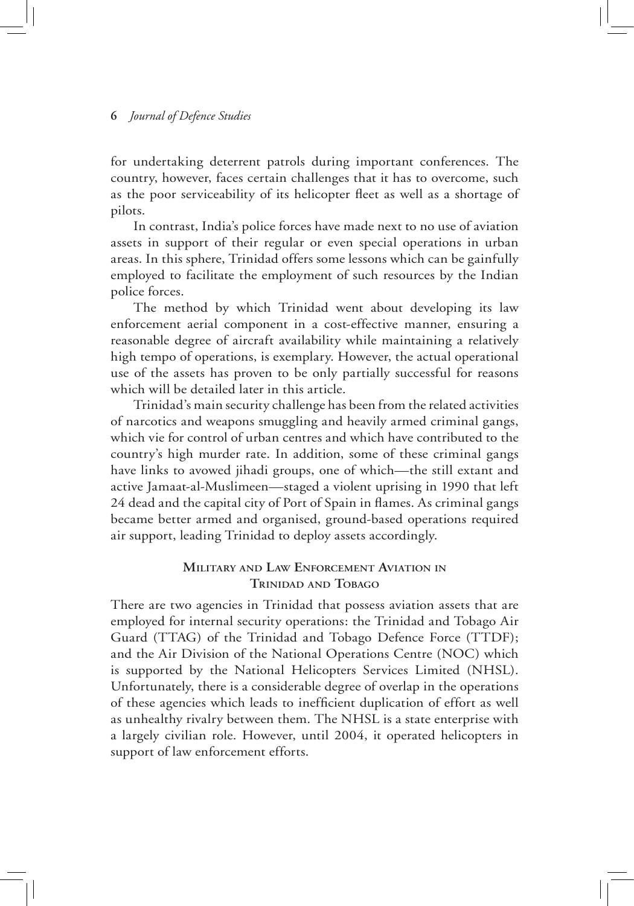for undertaking deterrent patrols during important conferences. The country, however, faces certain challenges that it has to overcome, such as the poor serviceability of its helicopter fleet as well as a shortage of pilots.

In contrast, India's police forces have made next to no use of aviation assets in support of their regular or even special operations in urban areas. In this sphere, Trinidad offers some lessons which can be gainfully employed to facilitate the employment of such resources by the Indian police forces.

The method by which Trinidad went about developing its law enforcement aerial component in a cost-effective manner, ensuring a reasonable degree of aircraft availability while maintaining a relatively high tempo of operations, is exemplary. However, the actual operational use of the assets has proven to be only partially successful for reasons which will be detailed later in this article.

Trinidad's main security challenge has been from the related activities of narcotics and weapons smuggling and heavily armed criminal gangs, which vie for control of urban centres and which have contributed to the country's high murder rate. In addition, some of these criminal gangs have links to avowed jihadi groups, one of which—the still extant and active Jamaat-al-Muslimeen—staged a violent uprising in 1990 that left 24 dead and the capital city of Port of Spain in flames. As criminal gangs became better armed and organised, ground-based operations required air support, leading Trinidad to deploy assets accordingly.

## Military and Law Enforcement Aviation in Trinidad and Tobago

There are two agencies in Trinidad that possess aviation assets that are employed for internal security operations: the Trinidad and Tobago Air Guard (TTAG) of the Trinidad and Tobago Defence Force (TTDF); and the Air Division of the National Operations Centre (NOC) which is supported by the National Helicopters Services Limited (NHSL). Unfortunately, there is a considerable degree of overlap in the operations of these agencies which leads to inefficient duplication of effort as well as unhealthy rivalry between them. The NHSL is a state enterprise with a largely civilian role. However, until 2004, it operated helicopters in support of law enforcement efforts.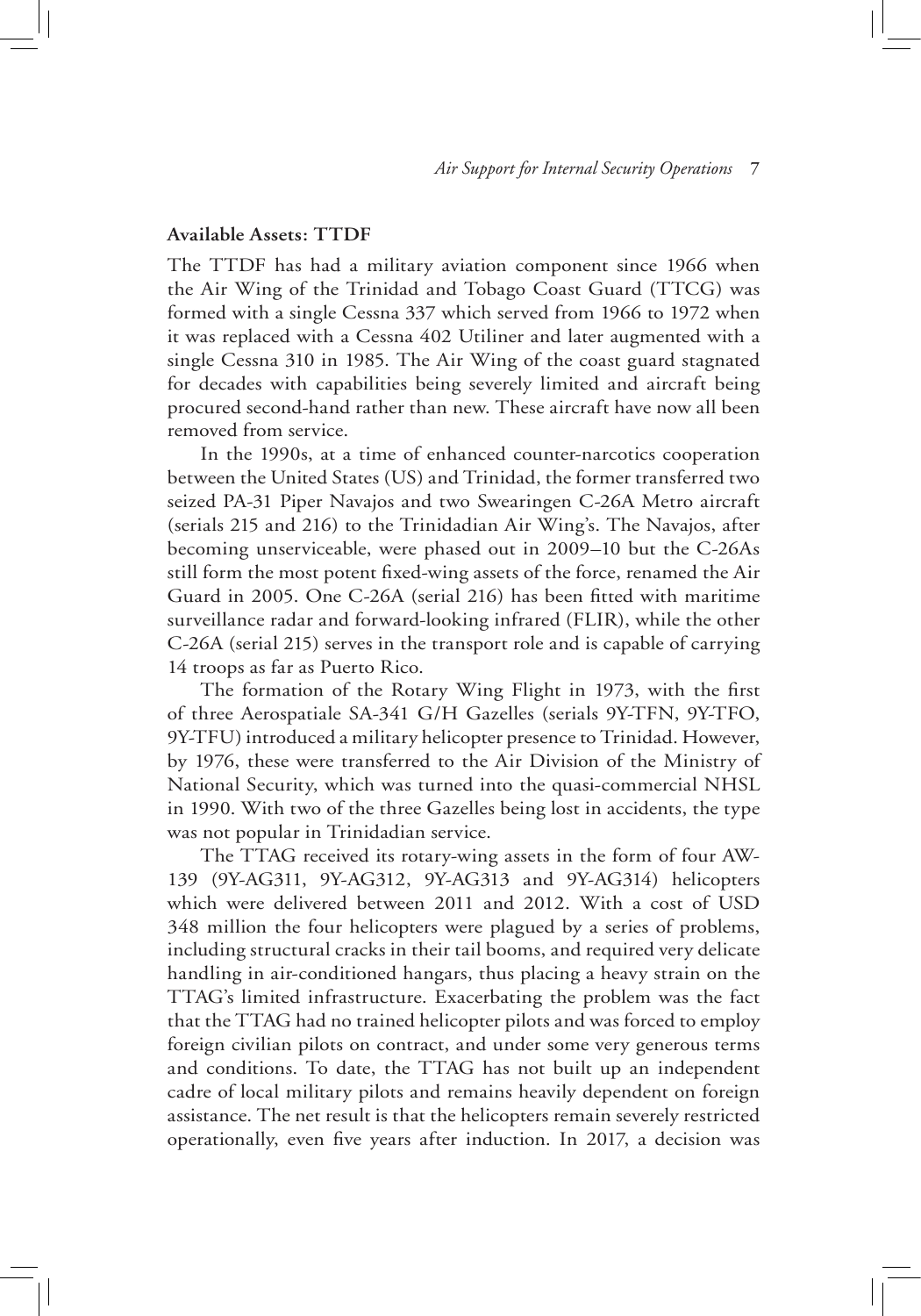**Available Assets: TTDF**

The TTDF has had a military aviation component since 1966 when the Air Wing of the Trinidad and Tobago Coast Guard (TTCG) was formed with a single Cessna 337 which served from 1966 to 1972 when it was replaced with a Cessna 402 Utiliner and later augmented with a single Cessna 310 in 1985. The Air Wing of the coast guard stagnated for decades with capabilities being severely limited and aircraft being procured second-hand rather than new. These aircraft have now all been removed from service.

In the 1990s, at a time of enhanced counter-narcotics cooperation between the United States (US) and Trinidad, the former transferred two seized PA-31 Piper Navajos and two Swearingen C-26A Metro aircraft (serials 215 and 216) to the Trinidadian Air Wing's. The Navajos, after becoming unserviceable, were phased out in 2009–10 but the C-26As still form the most potent fixed-wing assets of the force, renamed the Air Guard in 2005. One C-26A (serial 216) has been fitted with maritime surveillance radar and forward-looking infrared (FLIR), while the other C-26A (serial 215) serves in the transport role and is capable of carrying 14 troops as far as Puerto Rico.

The formation of the Rotary Wing Flight in 1973, with the first of three Aerospatiale SA-341 G/H Gazelles (serials 9Y-TFN, 9Y-TFO, 9Y-TFU) introduced a military helicopter presence to Trinidad. However, by 1976, these were transferred to the Air Division of the Ministry of National Security, which was turned into the quasi-commercial NHSL in 1990. With two of the three Gazelles being lost in accidents, the type was not popular in Trinidadian service.

The TTAG received its rotary-wing assets in the form of four AW-139 (9Y-AG311, 9Y-AG312, 9Y-AG313 and 9Y-AG314) helicopters which were delivered between 2011 and 2012. With a cost of USD 348 million the four helicopters were plagued by a series of problems, including structural cracks in their tail booms, and required very delicate handling in air-conditioned hangars, thus placing a heavy strain on the TTAG's limited infrastructure. Exacerbating the problem was the fact that the TTAG had no trained helicopter pilots and was forced to employ foreign civilian pilots on contract, and under some very generous terms and conditions. To date, the TTAG has not built up an independent cadre of local military pilots and remains heavily dependent on foreign assistance. The net result is that the helicopters remain severely restricted operationally, even five years after induction. In 2017, a decision was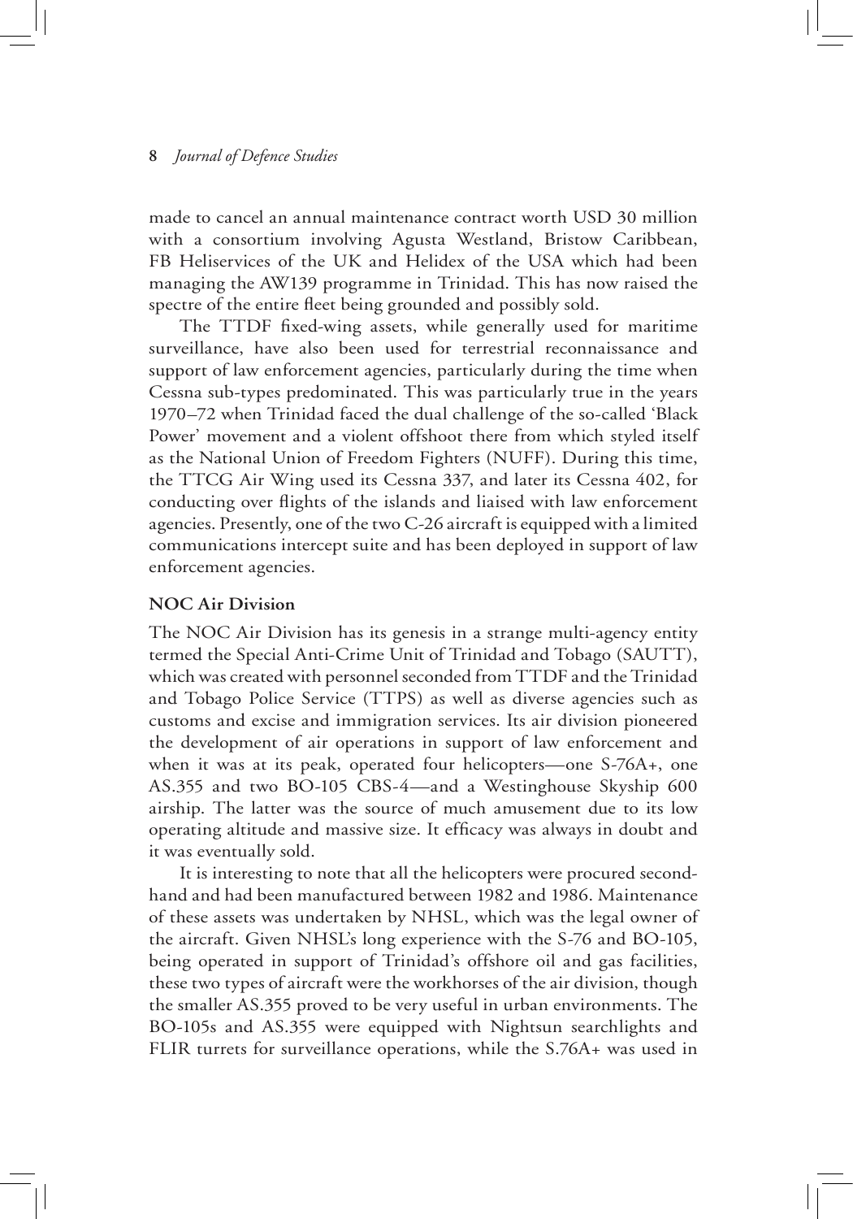made to cancel an annual maintenance contract worth USD 30 million with a consortium involving Agusta Westland, Bristow Caribbean, FB Heliservices of the UK and Helidex of the USA which had been managing the AW139 programme in Trinidad. This has now raised the spectre of the entire fleet being grounded and possibly sold.

The TTDF fixed-wing assets, while generally used for maritime surveillance, have also been used for terrestrial reconnaissance and support of law enforcement agencies, particularly during the time when Cessna sub-types predominated. This was particularly true in the years 1970–72 when Trinidad faced the dual challenge of the so-called 'Black Power' movement and a violent offshoot there from which styled itself as the National Union of Freedom Fighters (NUFF). During this time, the TTCG Air Wing used its Cessna 337, and later its Cessna 402, for conducting over flights of the islands and liaised with law enforcement agencies. Presently, one of the two C-26 aircraft is equipped with a limited communications intercept suite and has been deployed in support of law enforcement agencies.

**NOC Air Division**

The NOC Air Division has its genesis in a strange multi-agency entity termed the Special Anti-Crime Unit of Trinidad and Tobago (SAUTT), which was created with personnel seconded from TTDF and the Trinidad and Tobago Police Service (TTPS) as well as diverse agencies such as customs and excise and immigration services. Its air division pioneered the development of air operations in support of law enforcement and when it was at its peak, operated four helicopters—one S-76A+, one AS.355 and two BO-105 CBS-4—and a Westinghouse Skyship 600 airship. The latter was the source of much amusement due to its low operating altitude and massive size. It efficacy was always in doubt and it was eventually sold.

It is interesting to note that all the helicopters were procured second-hand and had been manufactured between 1982 and 1986. Maintenance of these assets was undertaken by NHSL, which was the legal owner of the aircraft. Given NHSL's long experience with the S-76 and BO-105, being operated in support of Trinidad's offshore oil and gas facilities, these two types of aircraft were the workhorses of the air division, though the smaller AS.355 proved to be very useful in urban environments. The BO-105s and AS.355 were equipped with Nightsun searchlights and FLIR turrets for surveillance operations, while the S.76A+ was used in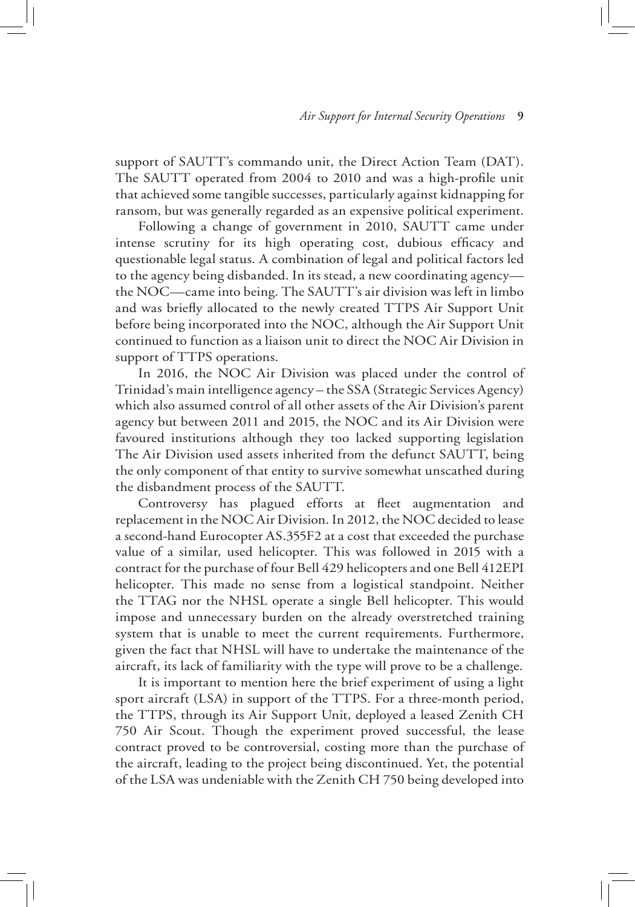support of SAUTT's commando unit, the Direct Action Team (DAT). The SAUTT operated from 2004 to 2010 and was a high-profile unit that achieved some tangible successes, particularly against kidnapping for ransom, but was generally regarded as an expensive political experiment.

Following a change of government in 2010, SAUTT came under intense scrutiny for its high operating cost, dubious efficacy and questionable legal status. A combination of legal and political factors led to the agency being disbanded. In its stead, a new coordinating agency—the NOC—came into being. The SAUTT's air division was left in limbo and was briefly allocated to the newly created TTPS Air Support Unit before being incorporated into the NOC, although the Air Support Unit continued to function as a liaison unit to direct the NOC Air Division in support of TTPS operations.

In 2016, the NOC Air Division was placed under the control of Trinidad's main intelligence agency – the SSA (Strategic Services Agency) which also assumed control of all other assets of the Air Division's parent agency but between 2011 and 2015, the NOC and its Air Division were favoured institutions although they too lacked supporting legislation The Air Division used assets inherited from the defunct SAUTT, being the only component of that entity to survive somewhat unscathed during the disbandment process of the SAUTT.

Controversy has plagued efforts at fleet augmentation and replacement in the NOC Air Division. In 2012, the NOC decided to lease a second-hand Eurocopter AS.355F2 at a cost that exceeded the purchase value of a similar, used helicopter. This was followed in 2015 with a contract for the purchase of four Bell 429 helicopters and one Bell 412EPI helicopter. This made no sense from a logistical standpoint. Neither the TTAG nor the NHSL operate a single Bell helicopter. This would impose and unnecessary burden on the already overstretched training system that is unable to meet the current requirements. Furthermore, given the fact that NHSL will have to undertake the maintenance of the aircraft, its lack of familiarity with the type will prove to be a challenge.

It is important to mention here the brief experiment of using a light sport aircraft (LSA) in support of the TTPS. For a three-month period, the TTPS, through its Air Support Unit, deployed a leased Zenith CH 750 Air Scout. Though the experiment proved successful, the lease contract proved to be controversial, costing more than the purchase of the aircraft, leading to the project being discontinued. Yet, the potential of the LSA was undeniable with the Zenith CH 750 being developed into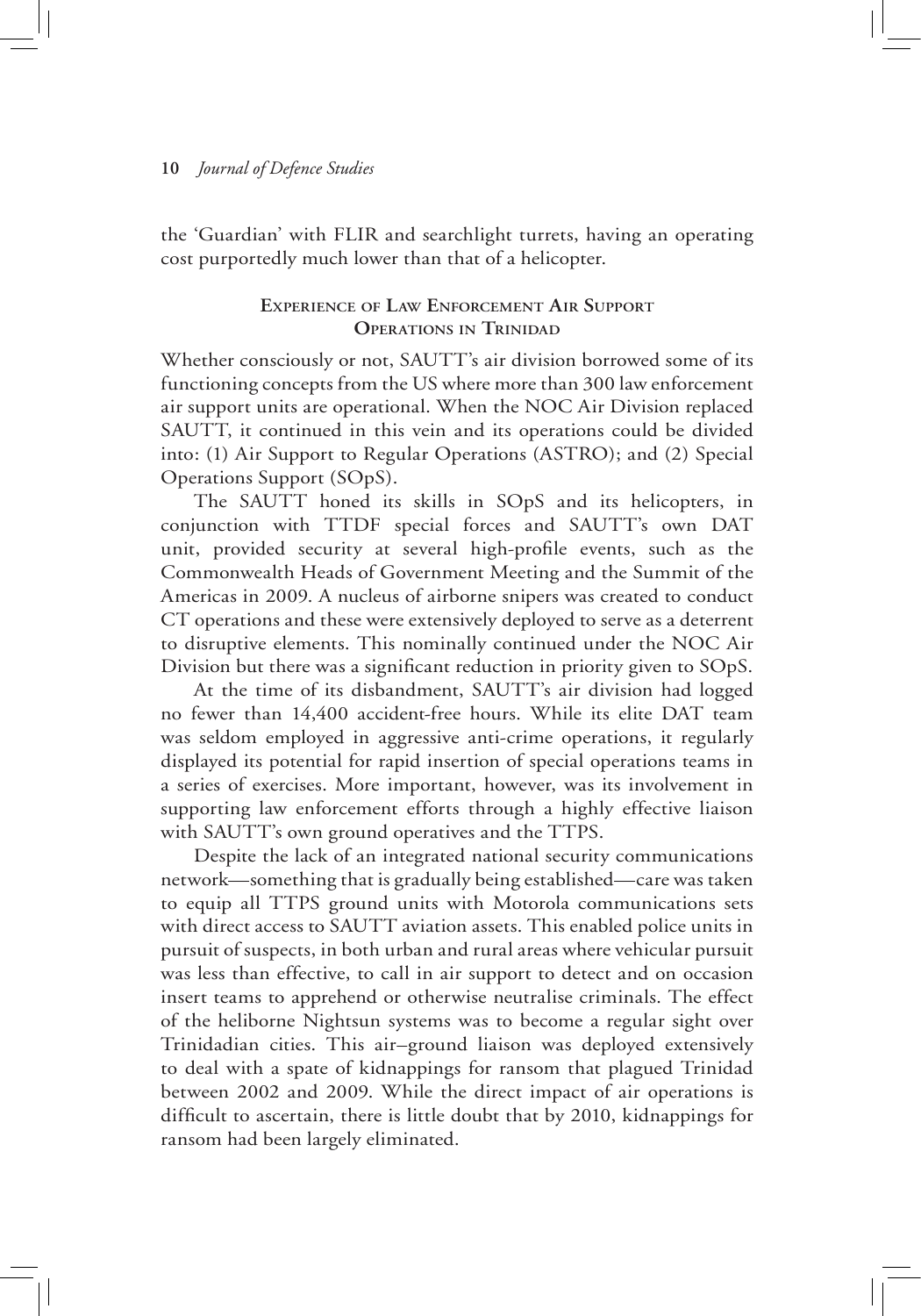the 'Guardian' with FLIR and searchlight turrets, having an operating cost purportedly much lower than that of a helicopter.

## Experience of Law Enforcement Air Support Operations in Trinidad

Whether consciously or not, SAUTT's air division borrowed some of its functioning concepts from the US where more than 300 law enforcement air support units are operational. When the NOC Air Division replaced SAUTT, it continued in this vein and its operations could be divided into: (1) Air Support to Regular Operations (ASTRO); and (2) Special Operations Support (SOpS).

The SAUTT honed its skills in SOpS and its helicopters, in conjunction with TTDF special forces and SAUTT's own DAT unit, provided security at several high-profile events, such as the Commonwealth Heads of Government Meeting and the Summit of the Americas in 2009. A nucleus of airborne snipers was created to conduct CT operations and these were extensively deployed to serve as a deterrent to disruptive elements. This nominally continued under the NOC Air Division but there was a significant reduction in priority given to SOpS.

At the time of its disbandment, SAUTT's air division had logged no fewer than 14,400 accident-free hours. While its elite DAT team was seldom employed in aggressive anti-crime operations, it regularly displayed its potential for rapid insertion of special operations teams in a series of exercises. More important, however, was its involvement in supporting law enforcement efforts through a highly effective liaison with SAUTT's own ground operatives and the TTPS.

Despite the lack of an integrated national security communications network—something that is gradually being established—care was taken to equip all TTPS ground units with Motorola communications sets with direct access to SAUTT aviation assets. This enabled police units in pursuit of suspects, in both urban and rural areas where vehicular pursuit was less than effective, to call in air support to detect and on occasion insert teams to apprehend or otherwise neutralise criminals. The effect of the heliborne Nightsun systems was to become a regular sight over Trinidadian cities. This air–ground liaison was deployed extensively to deal with a spate of kidnappings for ransom that plagued Trinidad between 2002 and 2009. While the direct impact of air operations is difficult to ascertain, there is little doubt that by 2010, kidnappings for ransom had been largely eliminated.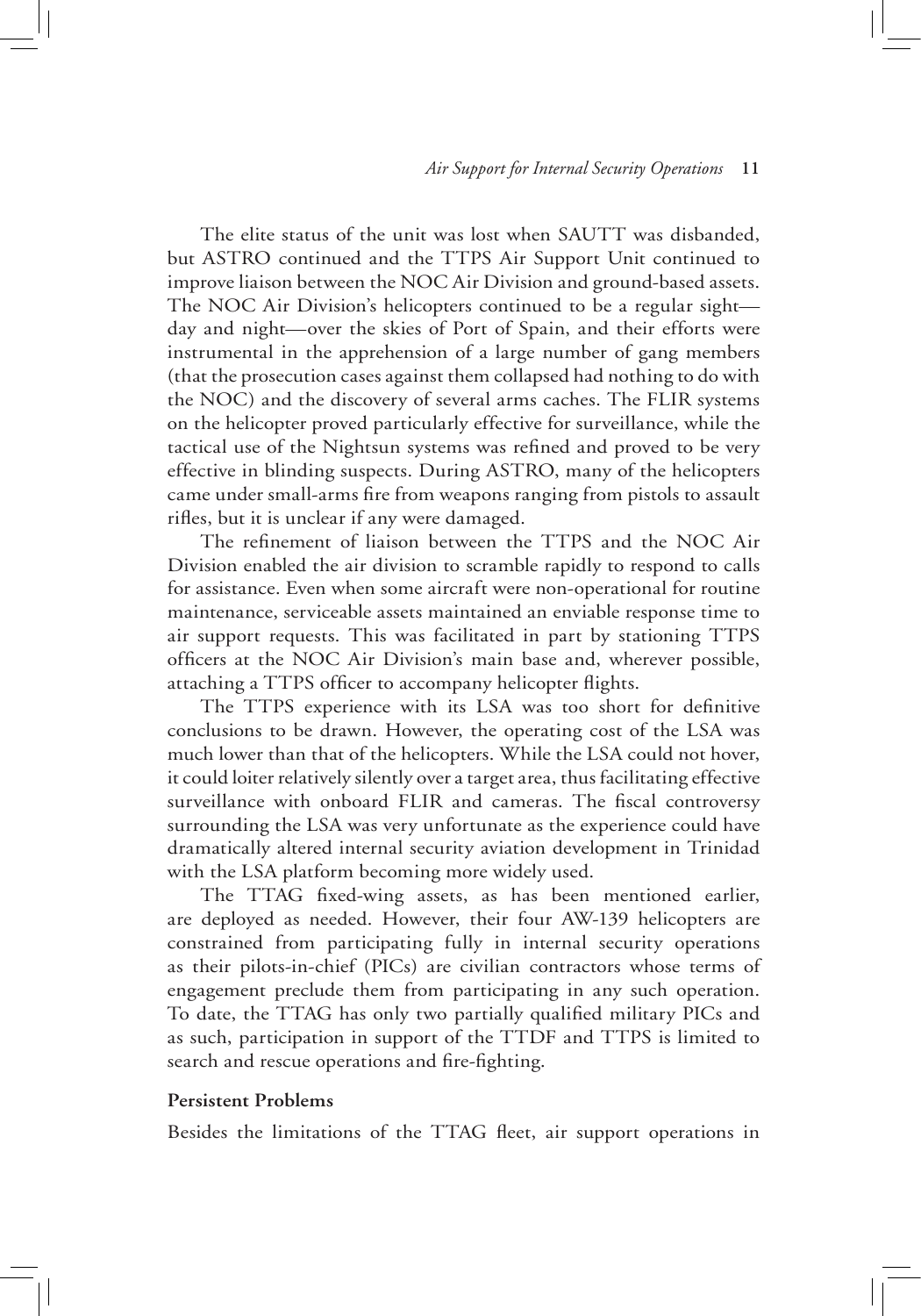The elite status of the unit was lost when SAUTT was disbanded, but ASTRO continued and the TTPS Air Support Unit continued to improve liaison between the NOC Air Division and ground-based assets. The NOC Air Division's helicopters continued to be a regular sight—day and night—over the skies of Port of Spain, and their efforts were instrumental in the apprehension of a large number of gang members (that the prosecution cases against them collapsed had nothing to do with the NOC) and the discovery of several arms caches. The FLIR systems on the helicopter proved particularly effective for surveillance, while the tactical use of the Nightsun systems was refined and proved to be very effective in blinding suspects. During ASTRO, many of the helicopters came under small-arms fire from weapons ranging from pistols to assault rifles, but it is unclear if any were damaged.

The refinement of liaison between the TTPS and the NOC Air Division enabled the air division to scramble rapidly to respond to calls for assistance. Even when some aircraft were non-operational for routine maintenance, serviceable assets maintained an enviable response time to air support requests. This was facilitated in part by stationing TTPS officers at the NOC Air Division's main base and, wherever possible, attaching a TTPS officer to accompany helicopter flights.

The TTPS experience with its LSA was too short for definitive conclusions to be drawn. However, the operating cost of the LSA was much lower than that of the helicopters. While the LSA could not hover, it could loiter relatively silently over a target area, thus facilitating effective surveillance with onboard FLIR and cameras. The fiscal controversy surrounding the LSA was very unfortunate as the experience could have dramatically altered internal security aviation development in Trinidad with the LSA platform becoming more widely used.

The TTAG fixed-wing assets, as has been mentioned earlier, are deployed as needed. However, their four AW-139 helicopters are constrained from participating fully in internal security operations as their pilots-in-chief (PICs) are civilian contractors whose terms of engagement preclude them from participating in any such operation. To date, the TTAG has only two partially qualified military PICs and as such, participation in support of the TTDF and TTPS is limited to search and rescue operations and fire-fighting.

**Persistent Problems**

Besides the limitations of the TTAG fleet, air support operations in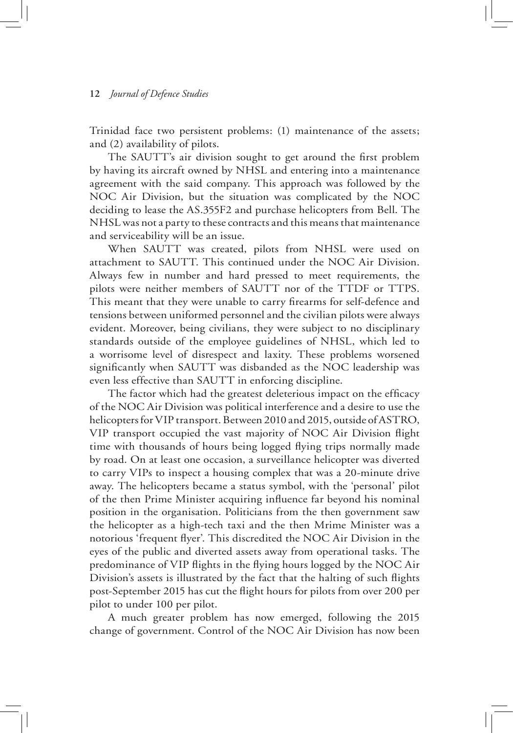Trinidad face two persistent problems: (1) maintenance of the assets; and (2) availability of pilots.

The SAUTT's air division sought to get around the first problem by having its aircraft owned by NHSL and entering into a maintenance agreement with the said company. This approach was followed by the NOC Air Division, but the situation was complicated by the NOC deciding to lease the AS.355F2 and purchase helicopters from Bell. The NHSL was not a party to these contracts and this means that maintenance and serviceability will be an issue.

When SAUTT was created, pilots from NHSL were used on attachment to SAUTT. This continued under the NOC Air Division. Always few in number and hard pressed to meet requirements, the pilots were neither members of SAUTT nor of the TTDF or TTPS. This meant that they were unable to carry firearms for self-defence and tensions between uniformed personnel and the civilian pilots were always evident. Moreover, being civilians, they were subject to no disciplinary standards outside of the employee guidelines of NHSL, which led to a worrisome level of disrespect and laxity. These problems worsened significantly when SAUTT was disbanded as the NOC leadership was even less effective than SAUTT in enforcing discipline.

The factor which had the greatest deleterious impact on the efficacy of the NOC Air Division was political interference and a desire to use the helicopters for VIP transport. Between 2010 and 2015, outside of ASTRO, VIP transport occupied the vast majority of NOC Air Division flight time with thousands of hours being logged flying trips normally made by road. On at least one occasion, a surveillance helicopter was diverted to carry VIPs to inspect a housing complex that was a 20-minute drive away. The helicopters became a status symbol, with the 'personal' pilot of the then Prime Minister acquiring influence far beyond his nominal position in the organisation. Politicians from the then government saw the helicopter as a high-tech taxi and the then Mrime Minister was a notorious 'frequent flyer'. This discredited the NOC Air Division in the eyes of the public and diverted assets away from operational tasks. The predominance of VIP flights in the flying hours logged by the NOC Air Division's assets is illustrated by the fact that the halting of such flights post-September 2015 has cut the flight hours for pilots from over 200 per pilot to under 100 per pilot.

A much greater problem has now emerged, following the 2015 change of government. Control of the NOC Air Division has now been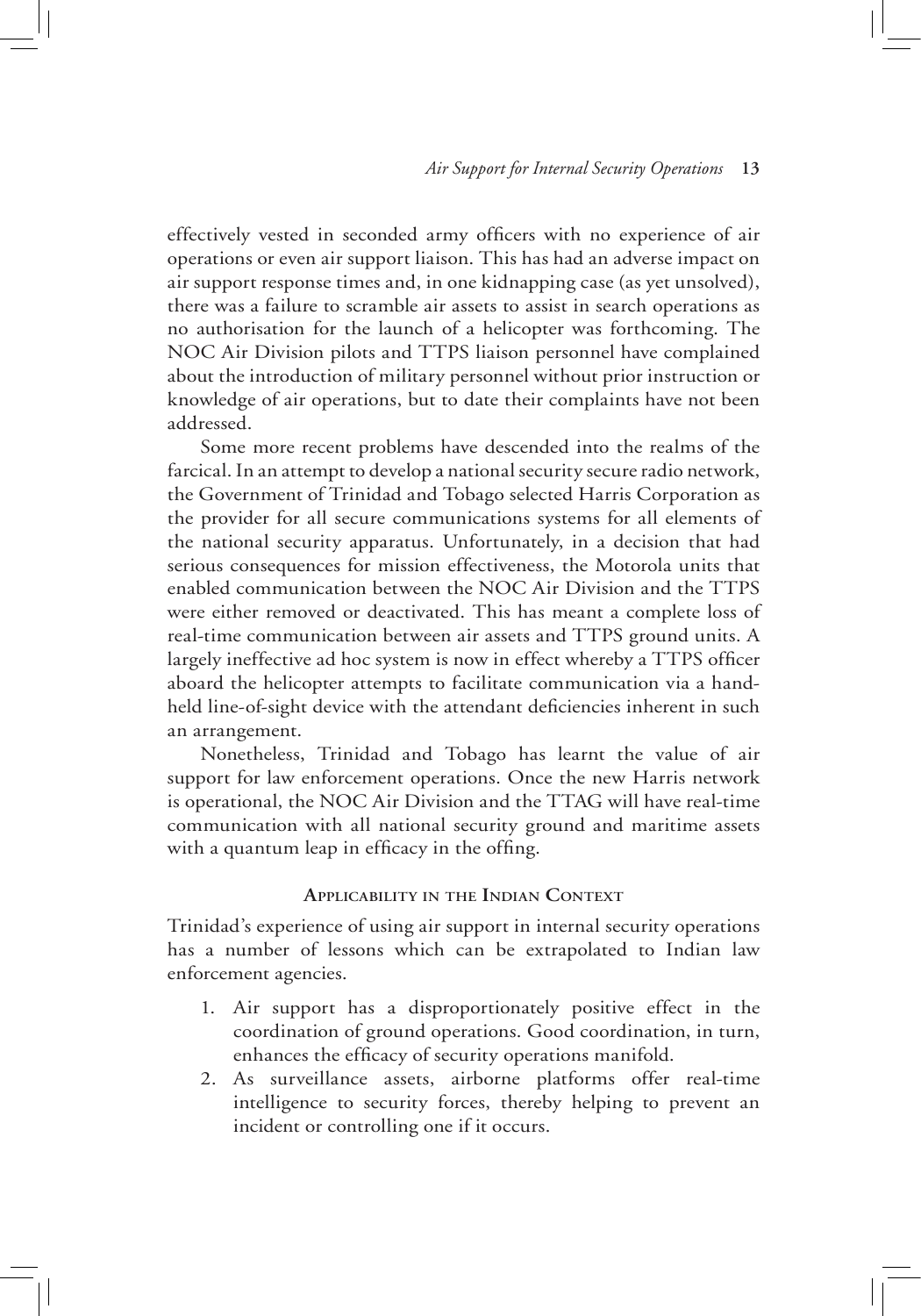effectively vested in seconded army officers with no experience of air operations or even air support liaison. This has had an adverse impact on air support response times and, in one kidnapping case (as yet unsolved), there was a failure to scramble air assets to assist in search operations as no authorisation for the launch of a helicopter was forthcoming. The NOC Air Division pilots and TTPS liaison personnel have complained about the introduction of military personnel without prior instruction or knowledge of air operations, but to date their complaints have not been addressed.

Some more recent problems have descended into the realms of the farcical. In an attempt to develop a national security secure radio network, the Government of Trinidad and Tobago selected Harris Corporation as the provider for all secure communications systems for all elements of the national security apparatus. Unfortunately, in a decision that had serious consequences for mission effectiveness, the Motorola units that enabled communication between the NOC Air Division and the TTPS were either removed or deactivated. This has meant a complete loss of real-time communication between air assets and TTPS ground units. A largely ineffective ad hoc system is now in effect whereby a TTPS officer aboard the helicopter attempts to facilitate communication via a hand-held line-of-sight device with the attendant deficiencies inherent in such an arrangement.

Nonetheless, Trinidad and Tobago has learnt the value of air support for law enforcement operations. Once the new Harris network is operational, the NOC Air Division and the TTAG will have real-time communication with all national security ground and maritime assets with a quantum leap in efficacy in the offing.

## Applicability in the Indian Context

Trinidad's experience of using air support in internal security operations has a number of lessons which can be extrapolated to Indian law enforcement agencies.

1. Air support has a disproportionately positive effect in the coordination of ground operations. Good coordination, in turn, enhances the efficacy of security operations manifold.
2. As surveillance assets, airborne platforms offer real-time intelligence to security forces, thereby helping to prevent an incident or controlling one if it occurs.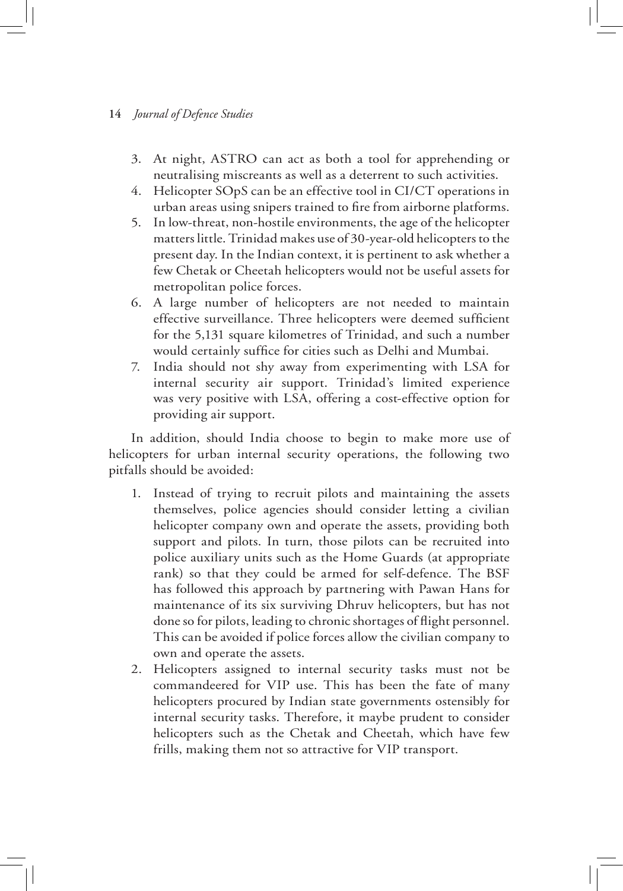3. At night, ASTRO can act as both a tool for apprehending or neutralising miscreants as well as a deterrent to such activities.
4. Helicopter SOpS can be an effective tool in CI/CT operations in urban areas using snipers trained to fire from airborne platforms.
5. In low-threat, non-hostile environments, the age of the helicopter matters little. Trinidad makes use of 30-year-old helicopters to the present day. In the Indian context, it is pertinent to ask whether a few Chetak or Cheetah helicopters would not be useful assets for metropolitan police forces.
6. A large number of helicopters are not needed to maintain effective surveillance. Three helicopters were deemed sufficient for the 5,131 square kilometres of Trinidad, and such a number would certainly suffice for cities such as Delhi and Mumbai.
7. India should not shy away from experimenting with LSA for internal security air support. Trinidad's limited experience was very positive with LSA, offering a cost-effective option for providing air support.

In addition, should India choose to begin to make more use of helicopters for urban internal security operations, the following two pitfalls should be avoided:

1. Instead of trying to recruit pilots and maintaining the assets themselves, police agencies should consider letting a civilian helicopter company own and operate the assets, providing both support and pilots. In turn, those pilots can be recruited into police auxiliary units such as the Home Guards (at appropriate rank) so that they could be armed for self-defence. The BSF has followed this approach by partnering with Pawan Hans for maintenance of its six surviving Dhruv helicopters, but has not done so for pilots, leading to chronic shortages of flight personnel. This can be avoided if police forces allow the civilian company to own and operate the assets.
2. Helicopters assigned to internal security tasks must not be commandeered for VIP use. This has been the fate of many helicopters procured by Indian state governments ostensibly for internal security tasks. Therefore, it maybe prudent to consider helicopters such as the Chetak and Cheetah, which have few frills, making them not so attractive for VIP transport.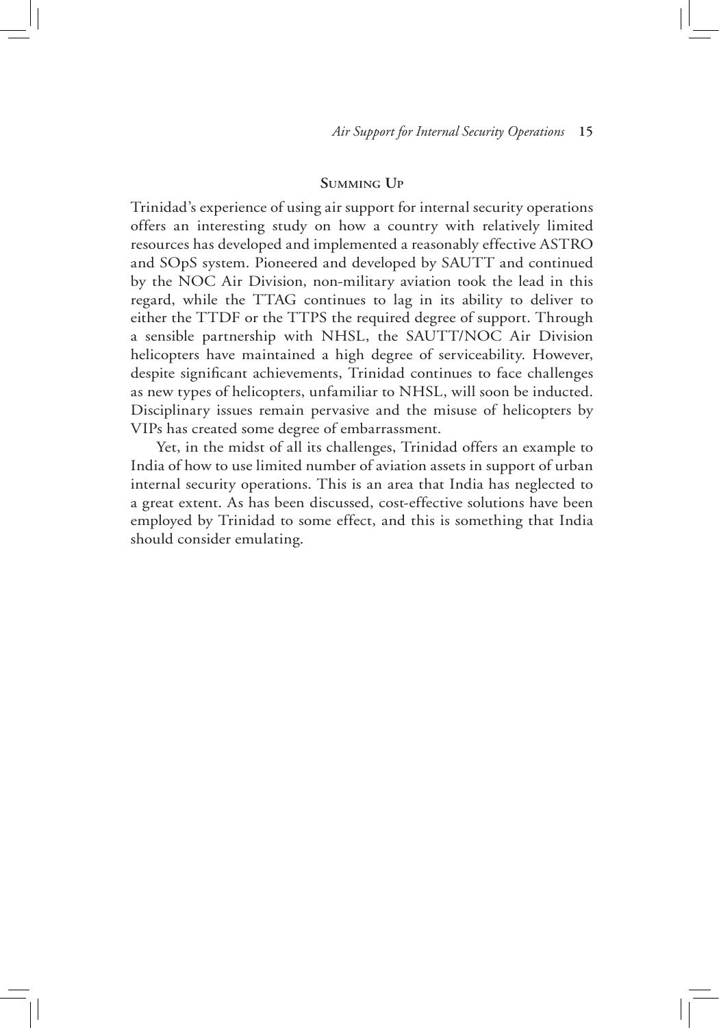## Summing Up

Trinidad's experience of using air support for internal security operations offers an interesting study on how a country with relatively limited resources has developed and implemented a reasonably effective ASTRO and SOpS system. Pioneered and developed by SAUTT and continued by the NOC Air Division, non-military aviation took the lead in this regard, while the TTAG continues to lag in its ability to deliver to either the TTDF or the TTPS the required degree of support. Through a sensible partnership with NHSL, the SAUTT/NOC Air Division helicopters have maintained a high degree of serviceability. However, despite significant achievements, Trinidad continues to face challenges as new types of helicopters, unfamiliar to NHSL, will soon be inducted. Disciplinary issues remain pervasive and the misuse of helicopters by VIPs has created some degree of embarrassment.

Yet, in the midst of all its challenges, Trinidad offers an example to India of how to use limited number of aviation assets in support of urban internal security operations. This is an area that India has neglected to a great extent. As has been discussed, cost-effective solutions have been employed by Trinidad to some effect, and this is something that India should consider emulating.